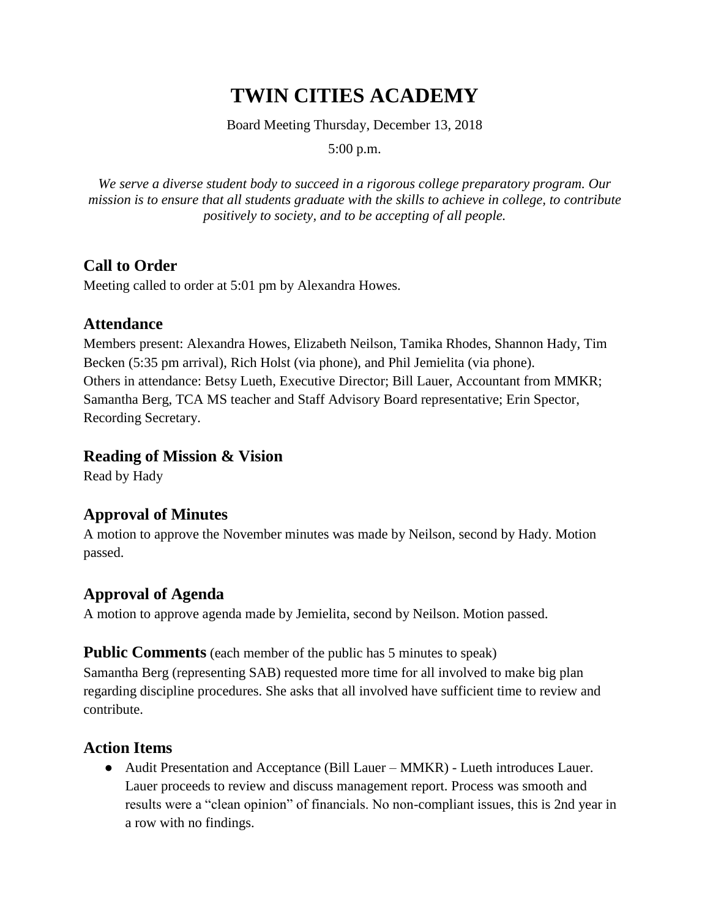# TWIN CITIES ACADEMY

Board Meeting Thursday, December 13, 2018

5:00 p.m.

*We serve a diverse student body to succeed in a rigorous college preparatory program. Our mission is to ensure that all students graduate with the skills to achieve in college, to contribute positively to society, and to be accepting of all people.*

## Call to Order

Meeting called to order at 5:01 pm by Alexandra Howes.

## Attendance

Members present: Alexandra Howes, Elizabeth Neilson, Tamika Rhodes, Shannon Hady, Tim Becken (5:35 pm arrival), Rich Holst (via phone), and Phil Jemielita (via phone).
Others in attendance: Betsy Lueth, Executive Director; Bill Lauer, Accountant from MMKR; Samantha Berg, TCA MS teacher and Staff Advisory Board representative; Erin Spector, Recording Secretary.

## Reading of Mission & Vision

Read by Hady

## Approval of Minutes

A motion to approve the November minutes was made by Neilson, second by Hady. Motion passed.

## Approval of Agenda

A motion to approve agenda made by Jemielita, second by Neilson. Motion passed.

## Public Comments (each member of the public has 5 minutes to speak)

Samantha Berg (representing SAB) requested more time for all involved to make big plan regarding discipline procedures. She asks that all involved have sufficient time to review and contribute.

## Action Items

- Audit Presentation and Acceptance (Bill Lauer – MMKR) - Lueth introduces Lauer. Lauer proceeds to review and discuss management report. Process was smooth and results were a "clean opinion" of financials. No non-compliant issues, this is 2nd year in a row with no findings.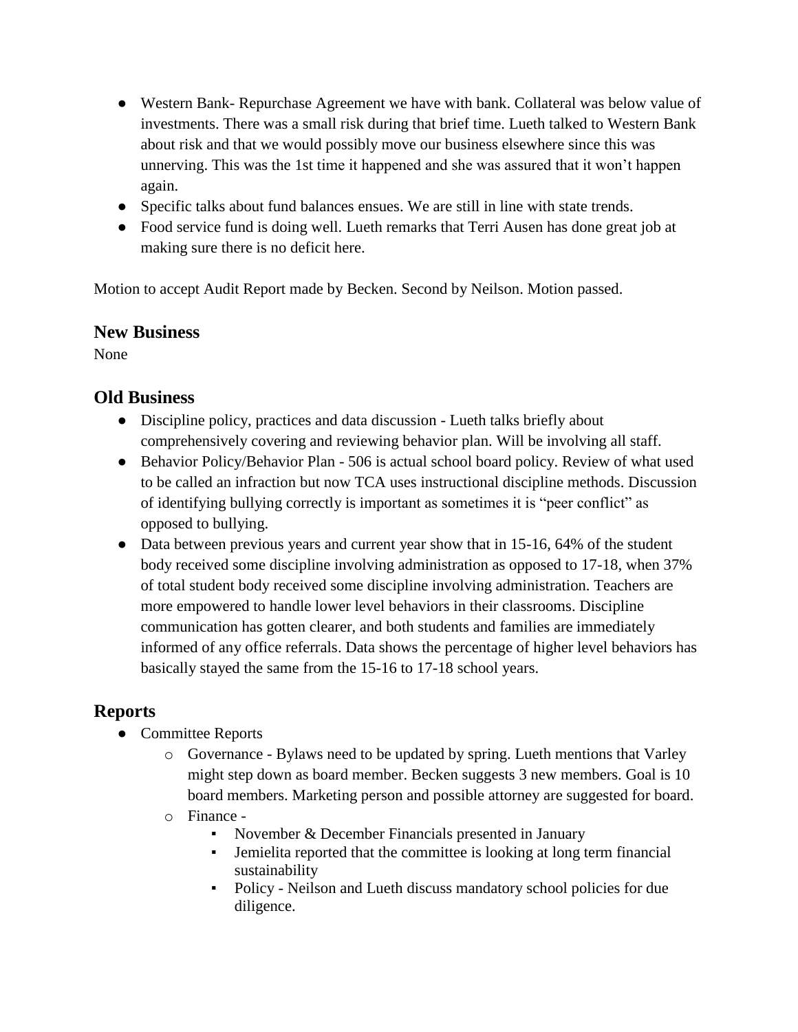- Western Bank- Repurchase Agreement we have with bank. Collateral was below value of investments. There was a small risk during that brief time. Lueth talked to Western Bank about risk and that we would possibly move our business elsewhere since this was unnerving. This was the 1st time it happened and she was assured that it won't happen again.
- Specific talks about fund balances ensues. We are still in line with state trends.
- Food service fund is doing well. Lueth remarks that Terri Ausen has done great job at making sure there is no deficit here.

Motion to accept Audit Report made by Becken. Second by Neilson. Motion passed.

## New Business

None

## Old Business

- Discipline policy, practices and data discussion - Lueth talks briefly about comprehensively covering and reviewing behavior plan. Will be involving all staff.
- Behavior Policy/Behavior Plan - 506 is actual school board policy. Review of what used to be called an infraction but now TCA uses instructional discipline methods. Discussion of identifying bullying correctly is important as sometimes it is "peer conflict" as opposed to bullying.
- Data between previous years and current year show that in 15-16, 64% of the student body received some discipline involving administration as opposed to 17-18, when 37% of total student body received some discipline involving administration. Teachers are more empowered to handle lower level behaviors in their classrooms. Discipline communication has gotten clearer, and both students and families are immediately informed of any office referrals. Data shows the percentage of higher level behaviors has basically stayed the same from the 15-16 to 17-18 school years.

## Reports

- Committee Reports
  - Governance - Bylaws need to be updated by spring. Lueth mentions that Varley might step down as board member. Becken suggests 3 new members. Goal is 10 board members. Marketing person and possible attorney are suggested for board.
  - Finance -
    - November & December Financials presented in January
    - Jemielita reported that the committee is looking at long term financial sustainability
    - Policy - Neilson and Lueth discuss mandatory school policies for due diligence.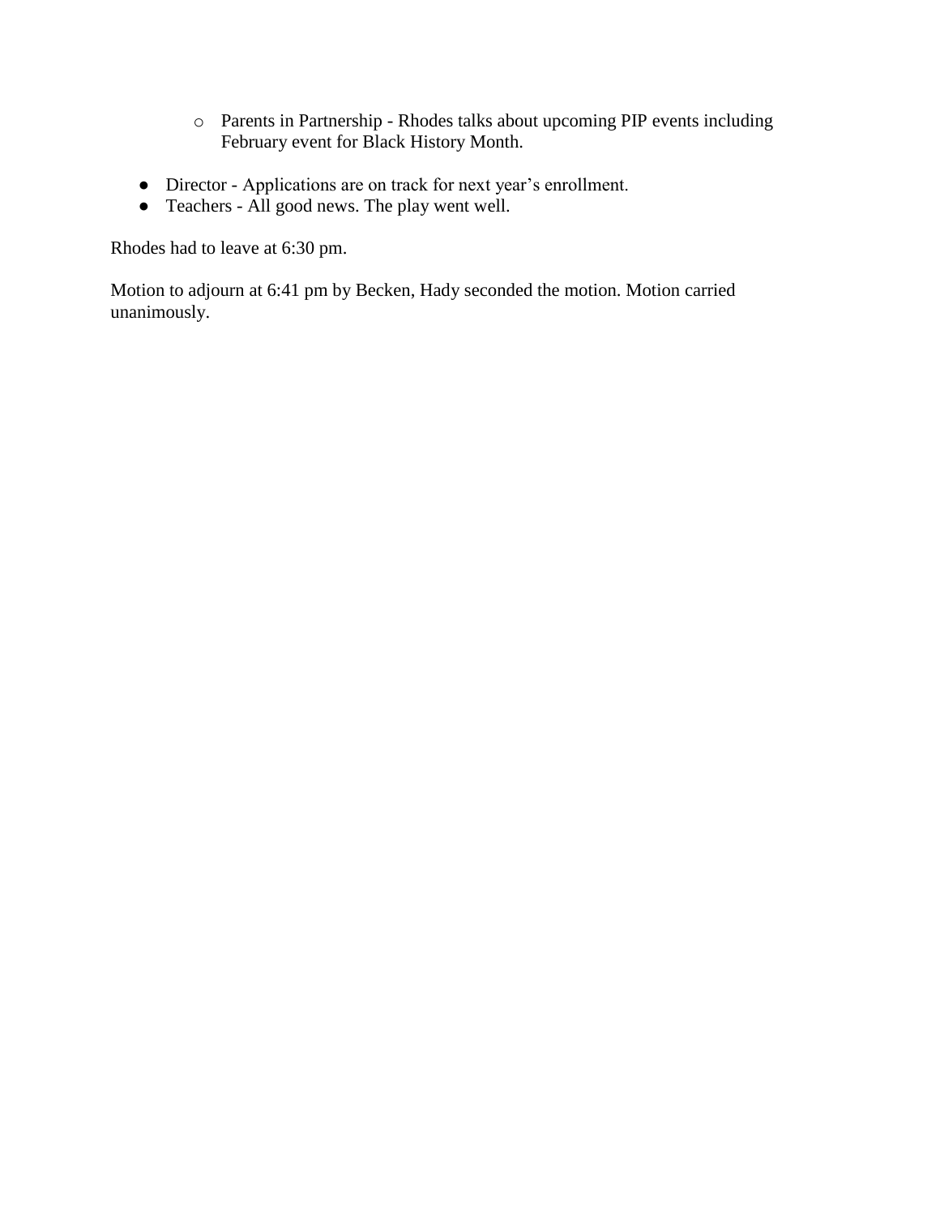- Parents in Partnership - Rhodes talks about upcoming PIP events including February event for Black History Month.

- Director - Applications are on track for next year's enrollment.
- Teachers - All good news. The play went well.

Rhodes had to leave at 6:30 pm.

Motion to adjourn at 6:41 pm by Becken, Hady seconded the motion. Motion carried unanimously.